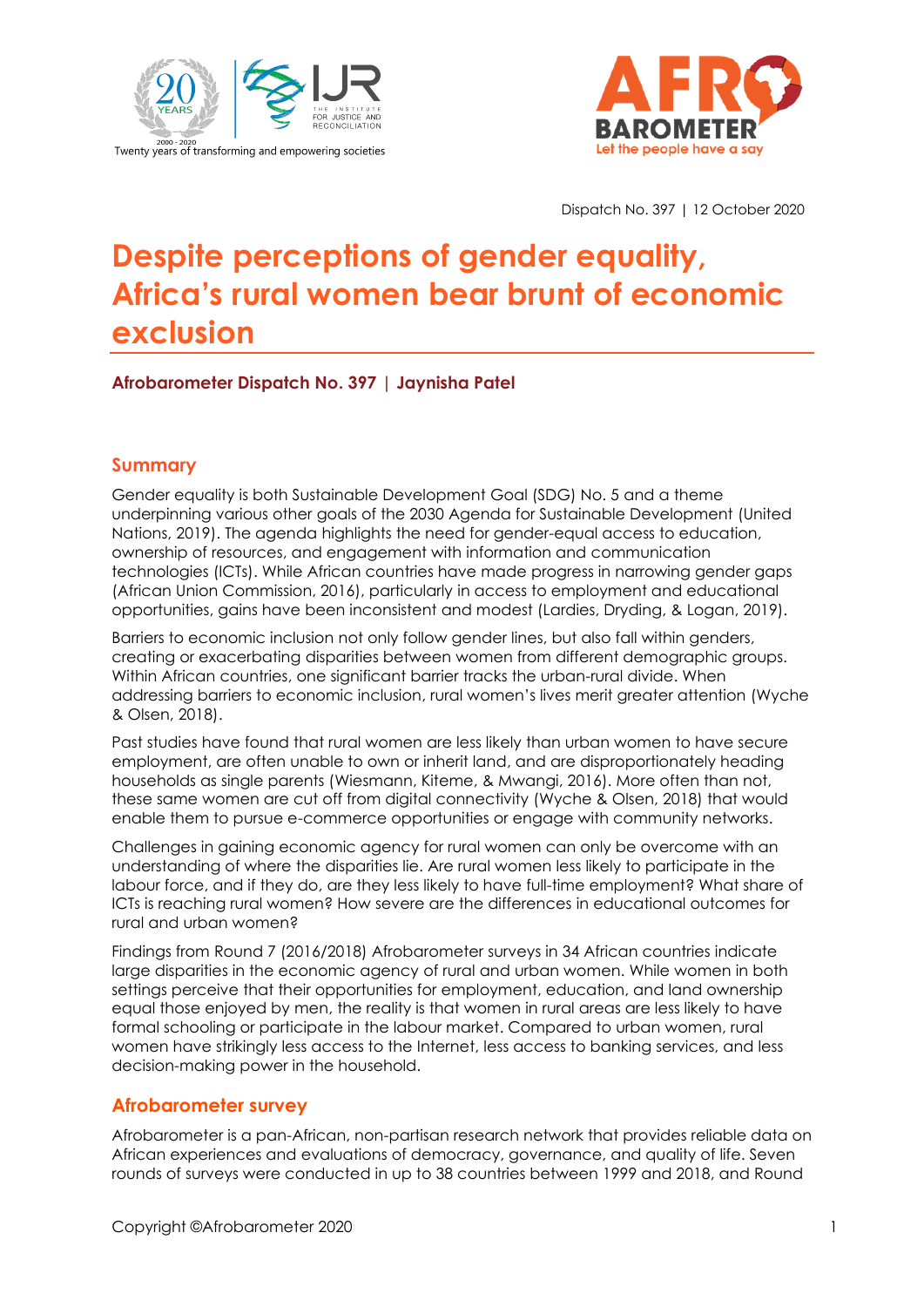Dispatch No. 397 | 12 October 2020

# Despite perceptions of gender equality, Africa's rural women bear brunt of economic exclusion

**Afrobarometer Dispatch No. 397 | Jaynisha Patel**

## Summary

Gender equality is both Sustainable Development Goal (SDG) No. 5 and a theme underpinning various other goals of the 2030 Agenda for Sustainable Development (United Nations, 2019). The agenda highlights the need for gender-equal access to education, ownership of resources, and engagement with information and communication technologies (ICTs). While African countries have made progress in narrowing gender gaps (African Union Commission, 2016), particularly in access to employment and educational opportunities, gains have been inconsistent and modest (Lardies, Dryding, & Logan, 2019).

Barriers to economic inclusion not only follow gender lines, but also fall within genders, creating or exacerbating disparities between women from different demographic groups. Within African countries, one significant barrier tracks the urban-rural divide. When addressing barriers to economic inclusion, rural women's lives merit greater attention (Wyche & Olsen, 2018).

Past studies have found that rural women are less likely than urban women to have secure employment, are often unable to own or inherit land, and are disproportionately heading households as single parents (Wiesmann, Kiteme, & Mwangi, 2016). More often than not, these same women are cut off from digital connectivity (Wyche & Olsen, 2018) that would enable them to pursue e-commerce opportunities or engage with community networks.

Challenges in gaining economic agency for rural women can only be overcome with an understanding of where the disparities lie. Are rural women less likely to participate in the labour force, and if they do, are they less likely to have full-time employment? What share of ICTs is reaching rural women? How severe are the differences in educational outcomes for rural and urban women?

Findings from Round 7 (2016/2018) Afrobarometer surveys in 34 African countries indicate large disparities in the economic agency of rural and urban women. While women in both settings perceive that their opportunities for employment, education, and land ownership equal those enjoyed by men, the reality is that women in rural areas are less likely to have formal schooling or participate in the labour market. Compared to urban women, rural women have strikingly less access to the Internet, less access to banking services, and less decision-making power in the household.

## Afrobarometer survey

Afrobarometer is a pan-African, non-partisan research network that provides reliable data on African experiences and evaluations of democracy, governance, and quality of life. Seven rounds of surveys were conducted in up to 38 countries between 1999 and 2018, and Round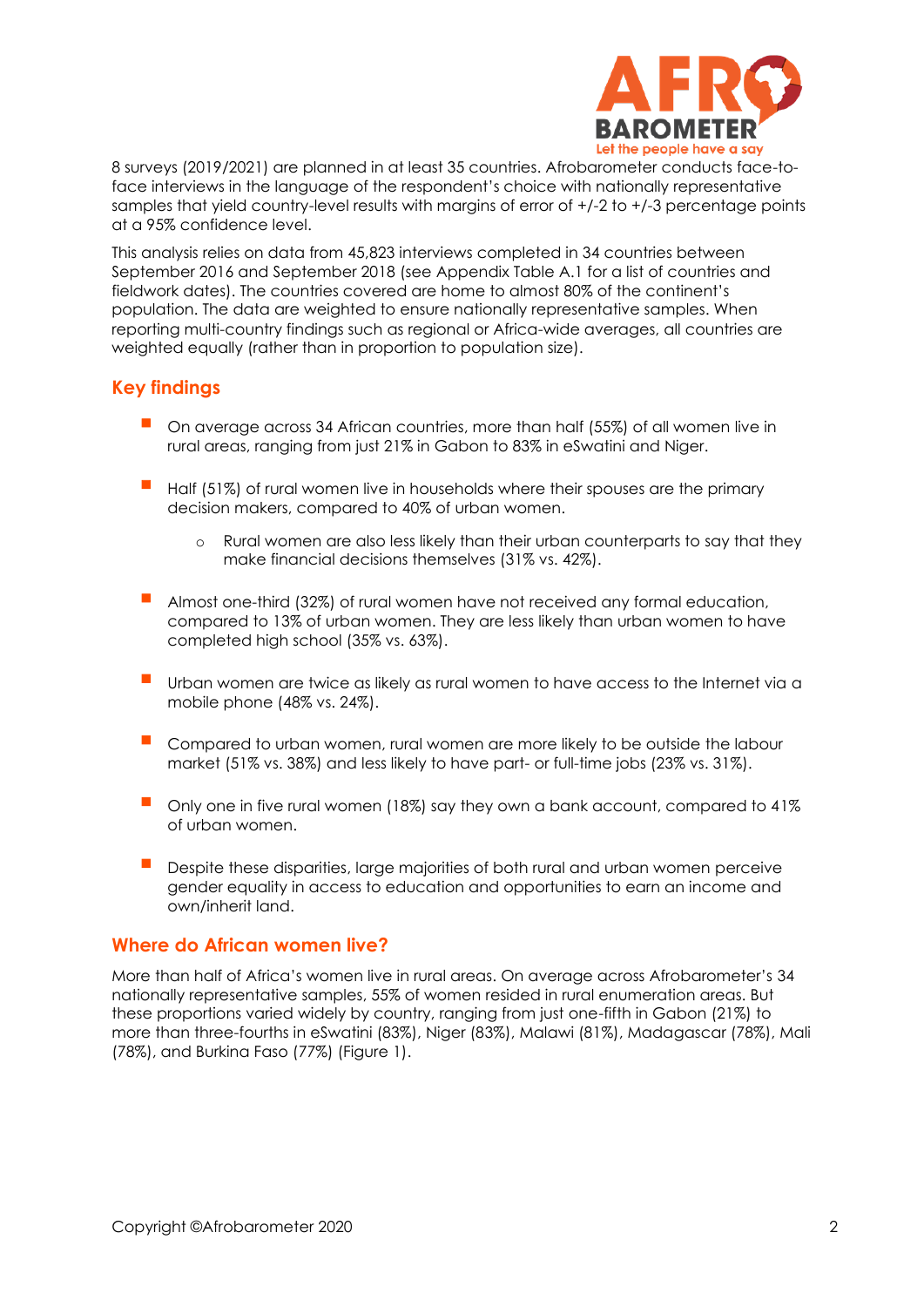8 surveys (2019/2021) are planned in at least 35 countries. Afrobarometer conducts face-to-face interviews in the language of the respondent's choice with nationally representative samples that yield country-level results with margins of error of +/-2 to +/-3 percentage points at a 95% confidence level.

This analysis relies on data from 45,823 interviews completed in 34 countries between September 2016 and September 2018 (see Appendix Table A.1 for a list of countries and fieldwork dates). The countries covered are home to almost 80% of the continent's population. The data are weighted to ensure nationally representative samples. When reporting multi-country findings such as regional or Africa-wide averages, all countries are weighted equally (rather than in proportion to population size).

## Key findings

- On average across 34 African countries, more than half (55%) of all women live in rural areas, ranging from just 21% in Gabon to 83% in eSwatini and Niger.
- Half (51%) of rural women live in households where their spouses are the primary decision makers, compared to 40% of urban women.
  - Rural women are also less likely than their urban counterparts to say that they make financial decisions themselves (31% vs. 42%).
- Almost one-third (32%) of rural women have not received any formal education, compared to 13% of urban women. They are less likely than urban women to have completed high school (35% vs. 63%).
- Urban women are twice as likely as rural women to have access to the Internet via a mobile phone (48% vs. 24%).
- Compared to urban women, rural women are more likely to be outside the labour market (51% vs. 38%) and less likely to have part- or full-time jobs (23% vs. 31%).
- Only one in five rural women (18%) say they own a bank account, compared to 41% of urban women.
- Despite these disparities, large majorities of both rural and urban women perceive gender equality in access to education and opportunities to earn an income and own/inherit land.

## Where do African women live?

More than half of Africa's women live in rural areas. On average across Afrobarometer's 34 nationally representative samples, 55% of women resided in rural enumeration areas. But these proportions varied widely by country, ranging from just one-fifth in Gabon (21%) to more than three-fourths in eSwatini (83%), Niger (83%), Malawi (81%), Madagascar (78%), Mali (78%), and Burkina Faso (77%) (Figure 1).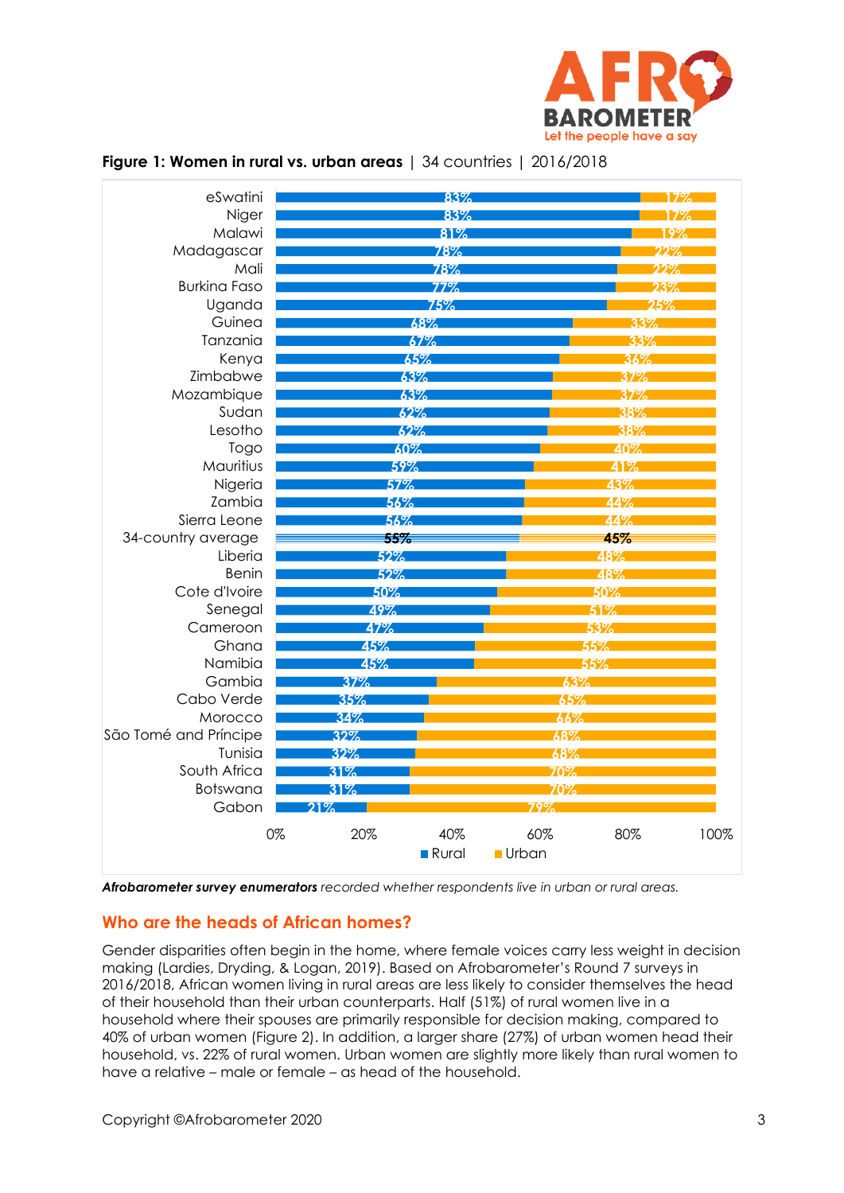**Figure 1: Women in rural vs. urban areas** | 34 countries | 2016/2018

| Country | Rural | Urban |
|---|---|---|
| eSwatini | 83% | 17% |
| Niger | 83% | 17% |
| Malawi | 81% | 19% |
| Madagascar | 78% | 22% |
| Mali | 78% | 22% |
| Burkina Faso | 77% | 23% |
| Uganda | 75% | 25% |
| Guinea | 68% | 33% |
| Tanzania | 67% | 33% |
| Kenya | 65% | 36% |
| Zimbabwe | 63% | 37% |
| Mozambique | 63% | 37% |
| Sudan | 62% | 38% |
| Lesotho | 62% | 38% |
| Togo | 60% | 40% |
| Mauritius | 59% | 41% |
| Nigeria | 57% | 43% |
| Zambia | 56% | 44% |
| Sierra Leone | 56% | 44% |
| 34-country average | 55% | 45% |
| Liberia | 52% | 48% |
| Benin | 52% | 48% |
| Cote d'Ivoire | 50% | 50% |
| Senegal | 49% | 51% |
| Cameroon | 47% | 53% |
| Ghana | 45% | 55% |
| Namibia | 45% | 55% |
| Gambia | 37% | 63% |
| Cabo Verde | 35% | 65% |
| Morocco | 34% | 66% |
| São Tomé and Príncipe | 32% | 68% |
| Tunisia | 32% | 68% |
| South Africa | 31% | 70% |
| Botswana | 31% | 70% |
| Gabon | 21% | 79% |

***Afrobarometer survey enumerators*** *recorded whether respondents live in urban or rural areas.*

## Who are the heads of African homes?

Gender disparities often begin in the home, where female voices carry less weight in decision making (Lardies, Dryding, & Logan, 2019). Based on Afrobarometer's Round 7 surveys in 2016/2018, African women living in rural areas are less likely to consider themselves the head of their household than their urban counterparts. Half (51%) of rural women live in a household where their spouses are primarily responsible for decision making, compared to 40% of urban women (Figure 2). In addition, a larger share (27%) of urban women head their household, vs. 22% of rural women. Urban women are slightly more likely than rural women to have a relative – male or female – as head of the household.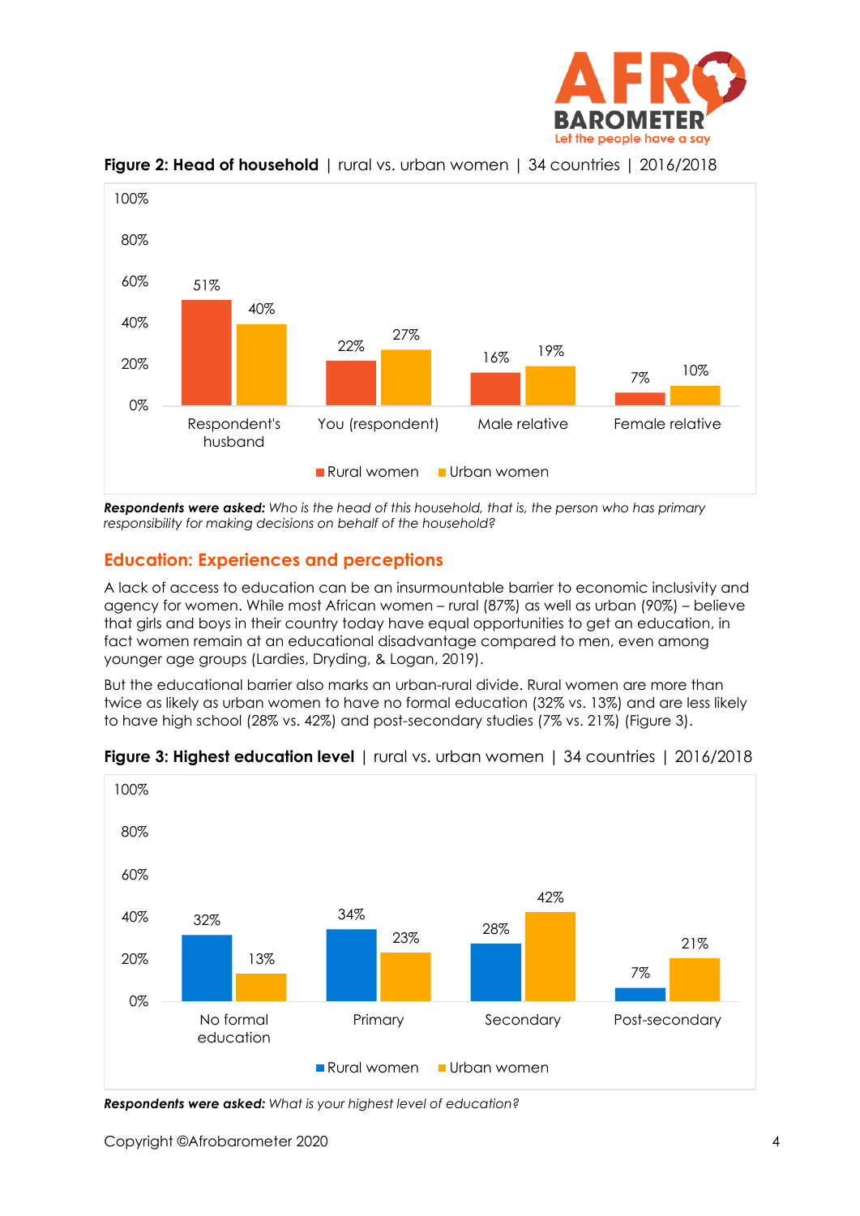**Figure 2: Head of household** | rural vs. urban women | 34 countries | 2016/2018

| | Rural women | Urban women |
|---|---|---|
| Respondent's husband | 51% | 40% |
| You (respondent) | 22% | 27% |
| Male relative | 16% | 19% |
| Female relative | 7% | 10% |

***Respondents were asked:*** *Who is the head of this household, that is, the person who has primary responsibility for making decisions on behalf of the household?*

## Education: Experiences and perceptions

A lack of access to education can be an insurmountable barrier to economic inclusivity and agency for women. While most African women – rural (87%) as well as urban (90%) – believe that girls and boys in their country today have equal opportunities to get an education, in fact women remain at an educational disadvantage compared to men, even among younger age groups (Lardies, Dryding, & Logan, 2019).

But the educational barrier also marks an urban-rural divide. Rural women are more than twice as likely as urban women to have no formal education (32% vs. 13%) and are less likely to have high school (28% vs. 42%) and post-secondary studies (7% vs. 21%) (Figure 3).

**Figure 3: Highest education level** | rural vs. urban women | 34 countries | 2016/2018

| | Rural women | Urban women |
|---|---|---|
| No formal education | 32% | 13% |
| Primary | 34% | 23% |
| Secondary | 28% | 42% |
| Post-secondary | 7% | 21% |

***Respondents were asked:*** *What is your highest level of education?*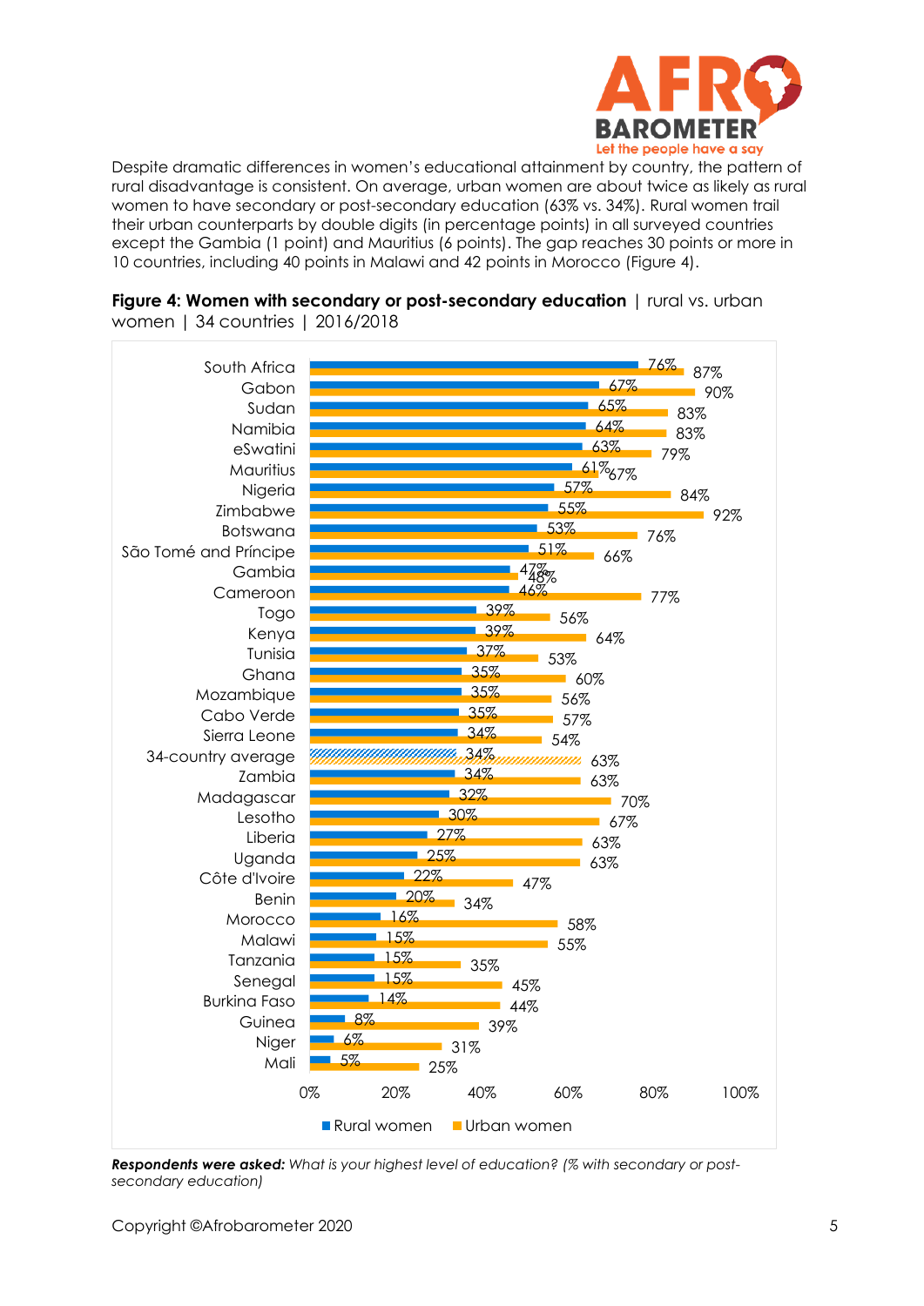Despite dramatic differences in women's educational attainment by country, the pattern of rural disadvantage is consistent. On average, urban women are about twice as likely as rural women to have secondary or post-secondary education (63% vs. 34%). Rural women trail their urban counterparts by double digits (in percentage points) in all surveyed countries except the Gambia (1 point) and Mauritius (6 points). The gap reaches 30 points or more in 10 countries, including 40 points in Malawi and 42 points in Morocco (Figure 4).

**Figure 4: Women with secondary or post-secondary education** | rural vs. urban women | 34 countries | 2016/2018

| Country | Rural women | Urban women |
|---|---|---|
| South Africa | 76% | 87% |
| Gabon | 67% | 90% |
| Sudan | 65% | 83% |
| Namibia | 64% | 83% |
| eSwatini | 63% | 79% |
| Mauritius | 61% | 67% |
| Nigeria | 57% | 84% |
| Zimbabwe | 55% | 92% |
| Botswana | 53% | 76% |
| São Tomé and Príncipe | 51% | 66% |
| Gambia | 47% | 48% |
| Cameroon | 46% | 77% |
| Togo | 39% | 56% |
| Kenya | 39% | 64% |
| Tunisia | 37% | 53% |
| Ghana | 35% | 60% |
| Mozambique | 35% | 56% |
| Cabo Verde | 35% | 57% |
| Sierra Leone | 34% | 54% |
| 34-country average | 34% | 63% |
| Zambia | 34% | 63% |
| Madagascar | 32% | 70% |
| Lesotho | 30% | 67% |
| Liberia | 27% | 63% |
| Uganda | 25% | 63% |
| Côte d'Ivoire | 22% | 47% |
| Benin | 20% | 34% |
| Morocco | 16% | 58% |
| Malawi | 15% | 55% |
| Tanzania | 15% | 35% |
| Senegal | 15% | 45% |
| Burkina Faso | 14% | 44% |
| Guinea | 8% | 39% |
| Niger | 6% | 31% |
| Mali | 5% | 25% |

***Respondents were asked:*** *What is your highest level of education? (% with secondary or post-secondary education)*

Copyright ©Afrobarometer 2020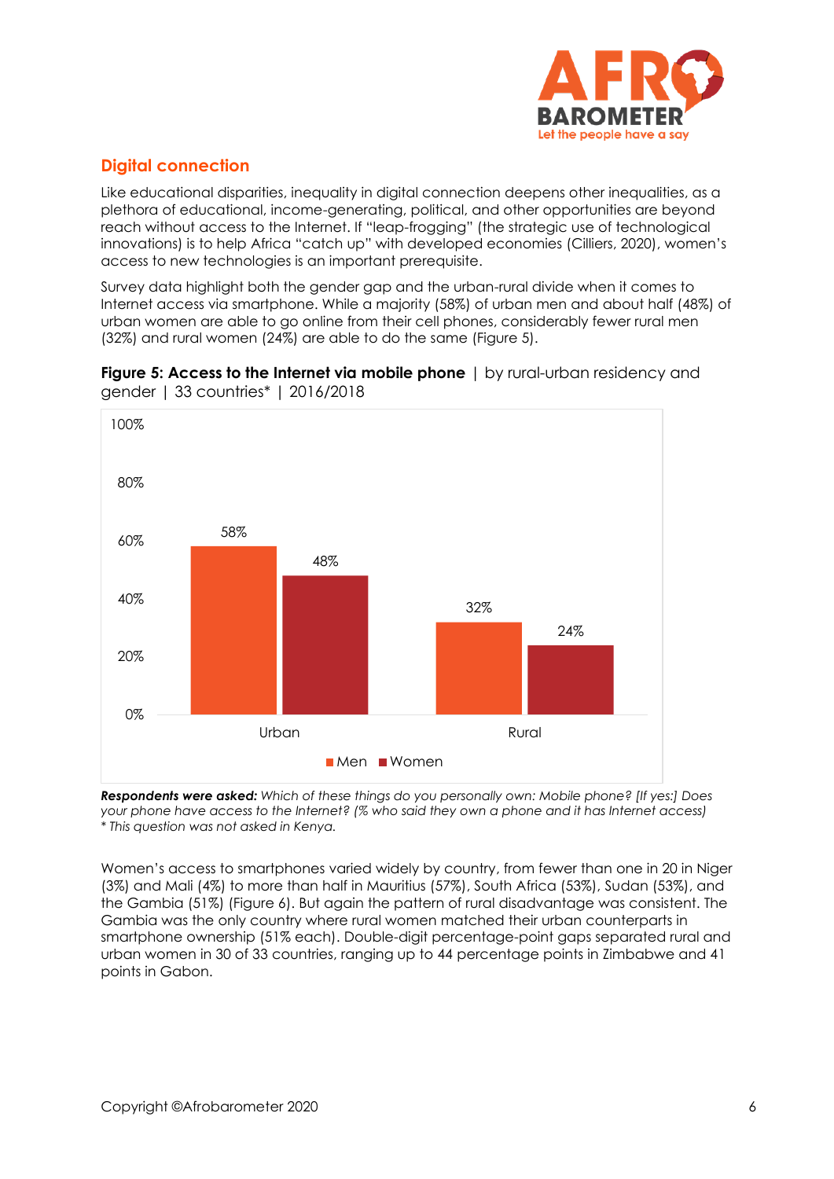## Digital connection

Like educational disparities, inequality in digital connection deepens other inequalities, as a plethora of educational, income-generating, political, and other opportunities are beyond reach without access to the Internet. If "leap-frogging" (the strategic use of technological innovations) is to help Africa "catch up" with developed economies (Cilliers, 2020), women's access to new technologies is an important prerequisite.

Survey data highlight both the gender gap and the urban-rural divide when it comes to Internet access via smartphone. While a majority (58%) of urban men and about half (48%) of urban women are able to go online from their cell phones, considerably fewer rural men (32%) and rural women (24%) are able to do the same (Figure 5).

**Figure 5: Access to the Internet via mobile phone** | by rural-urban residency and gender | 33 countries* | 2016/2018

| | Men | Women |
|---|---|---|
| Urban | 58% | 48% |
| Rural | 32% | 24% |

***Respondents were asked:*** *Which of these things do you personally own: Mobile phone? [If yes:] Does your phone have access to the Internet? (% who said they own a phone and it has Internet access)*
*\* This question was not asked in Kenya.*

Women's access to smartphones varied widely by country, from fewer than one in 20 in Niger (3%) and Mali (4%) to more than half in Mauritius (57%), South Africa (53%), Sudan (53%), and the Gambia (51%) (Figure 6). But again the pattern of rural disadvantage was consistent. The Gambia was the only country where rural women matched their urban counterparts in smartphone ownership (51% each). Double-digit percentage-point gaps separated rural and urban women in 30 of 33 countries, ranging up to 44 percentage points in Zimbabwe and 41 points in Gabon.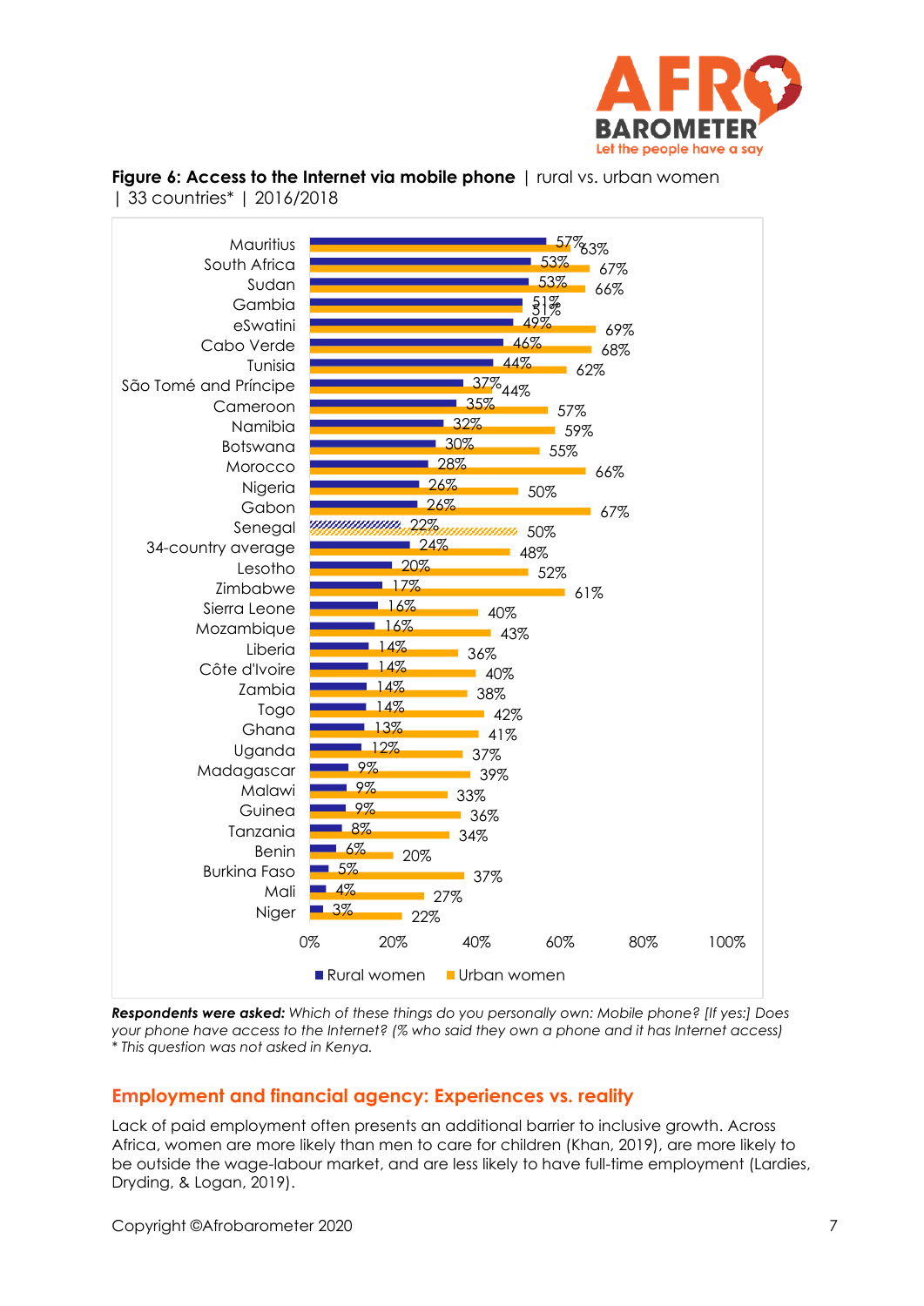**Figure 6: Access to the Internet via mobile phone** | rural vs. urban women | 33 countries* | 2016/2018

| Country | Rural women | Urban women |
|---|---|---|
| Mauritius | 57% | 63% |
| South Africa | 53% | 67% |
| Sudan | 53% | 66% |
| Gambia | 51% | 51% |
| eSwatini | 49% | 69% |
| Cabo Verde | 46% | 68% |
| Tunisia | 44% | 62% |
| São Tomé and Príncipe | 37% | 44% |
| Cameroon | 35% | 57% |
| Namibia | 32% | 59% |
| Botswana | 30% | 55% |
| Morocco | 28% | 66% |
| Nigeria | 26% | 50% |
| Gabon | 26% | 67% |
| Senegal | 22% | 50% |
| 34-country average | 24% | 48% |
| Lesotho | 20% | 52% |
| Zimbabwe | 17% | 61% |
| Sierra Leone | 16% | 40% |
| Mozambique | 16% | 43% |
| Liberia | 14% | 36% |
| Côte d'Ivoire | 14% | 40% |
| Zambia | 14% | 38% |
| Togo | 14% | 42% |
| Ghana | 13% | 41% |
| Uganda | 12% | 37% |
| Madagascar | 9% | 39% |
| Malawi | 9% | 33% |
| Guinea | 9% | 36% |
| Tanzania | 8% | 34% |
| Benin | 6% | 20% |
| Burkina Faso | 5% | 37% |
| Mali | 4% | 27% |
| Niger | 3% | 22% |

***Respondents were asked:*** *Which of these things do you personally own: Mobile phone? [If yes:] Does your phone have access to the Internet? (% who said they own a phone and it has Internet access)*
*\* This question was not asked in Kenya.*

## Employment and financial agency: Experiences vs. reality

Lack of paid employment often presents an additional barrier to inclusive growth. Across Africa, women are more likely than men to care for children (Khan, 2019), are more likely to be outside the wage-labour market, and are less likely to have full-time employment (Lardies, Dryding, & Logan, 2019).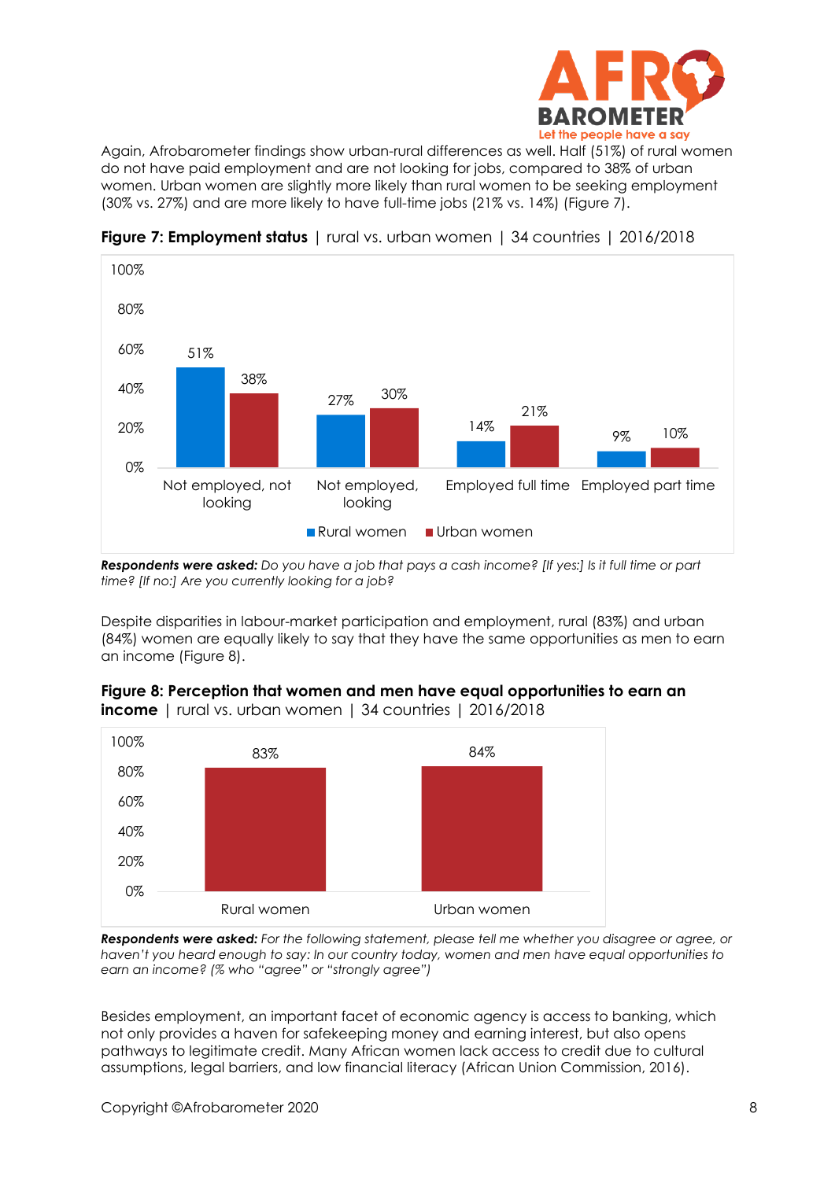Again, Afrobarometer findings show urban-rural differences as well. Half (51%) of rural women do not have paid employment and are not looking for jobs, compared to 38% of urban women. Urban women are slightly more likely than rural women to be seeking employment (30% vs. 27%) and are more likely to have full-time jobs (21% vs. 14%) (Figure 7).

**Figure 7: Employment status** | rural vs. urban women | 34 countries | 2016/2018

| | Rural women | Urban women |
|---|---|---|
| Not employed, not looking | 51% | 38% |
| Not employed, looking | 27% | 30% |
| Employed full time | 14% | 21% |
| Employed part time | 9% | 10% |

***Respondents were asked:*** *Do you have a job that pays a cash income? [If yes:] Is it full time or part time? [If no:] Are you currently looking for a job?*

Despite disparities in labour-market participation and employment, rural (83%) and urban (84%) women are equally likely to say that they have the same opportunities as men to earn an income (Figure 8).

**Figure 8: Perception that women and men have equal opportunities to earn an income** | rural vs. urban women | 34 countries | 2016/2018

| Rural women | Urban women |
|---|---|
| 83% | 84% |

***Respondents were asked:*** *For the following statement, please tell me whether you disagree or agree, or haven't you heard enough to say: In our country today, women and men have equal opportunities to earn an income? (% who "agree" or "strongly agree")*

Besides employment, an important facet of economic agency is access to banking, which not only provides a haven for safekeeping money and earning interest, but also opens pathways to legitimate credit. Many African women lack access to credit due to cultural assumptions, legal barriers, and low financial literacy (African Union Commission, 2016).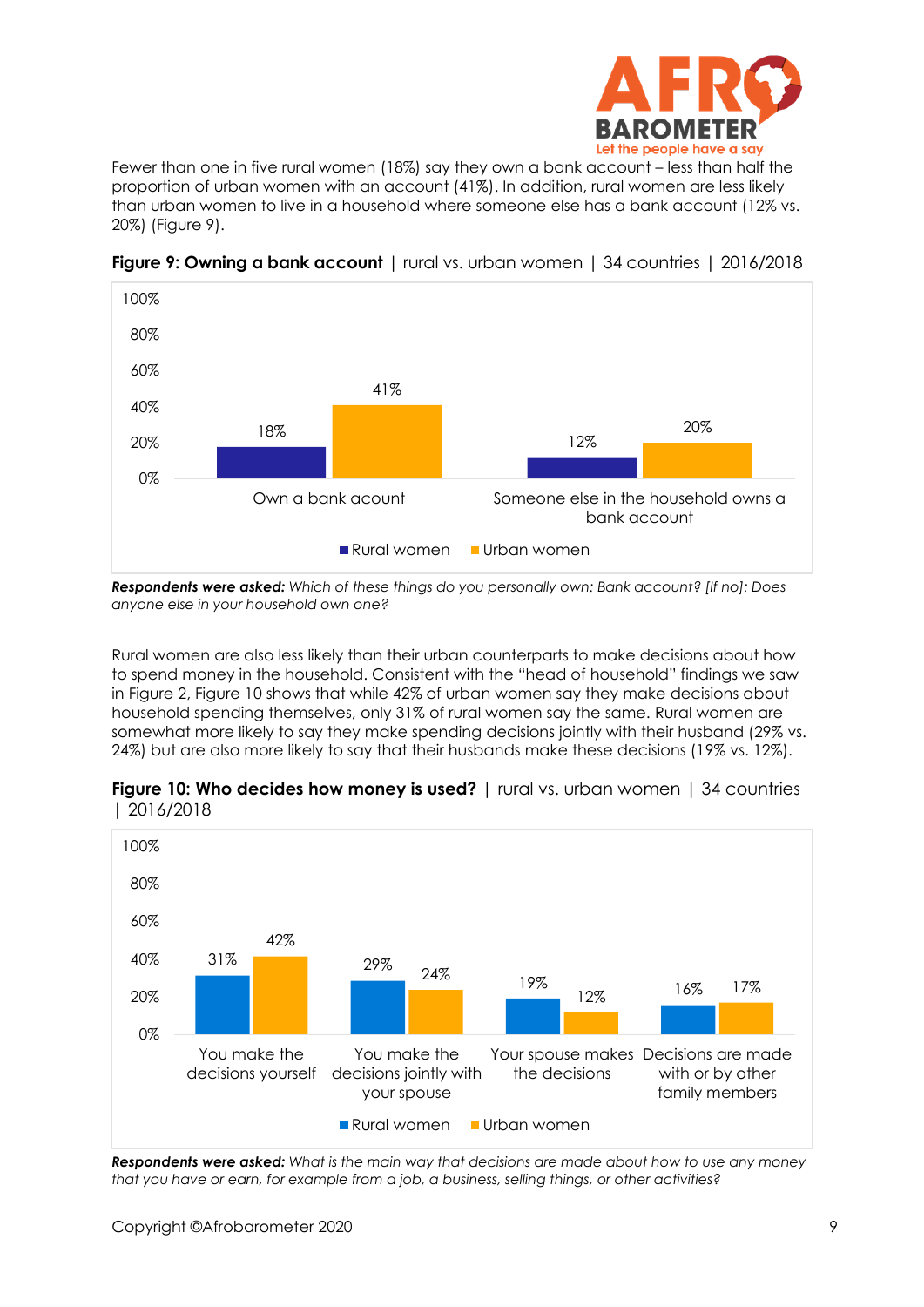Fewer than one in five rural women (18%) say they own a bank account – less than half the proportion of urban women with an account (41%). In addition, rural women are less likely than urban women to live in a household where someone else has a bank account (12% vs. 20%) (Figure 9).

**Figure 9: Owning a bank account** | rural vs. urban women | 34 countries | 2016/2018

| | Rural women | Urban women |
|---|---|---|
| Own a bank acount | 18% | 41% |
| Someone else in the household owns a bank account | 12% | 20% |

***Respondents were asked:*** *Which of these things do you personally own: Bank account? [If no]: Does anyone else in your household own one?*

Rural women are also less likely than their urban counterparts to make decisions about how to spend money in the household. Consistent with the "head of household" findings we saw in Figure 2, Figure 10 shows that while 42% of urban women say they make decisions about household spending themselves, only 31% of rural women say the same. Rural women are somewhat more likely to say they make spending decisions jointly with their husband (29% vs. 24%) but are also more likely to say that their husbands make these decisions (19% vs. 12%).

**Figure 10: Who decides how money is used?** | rural vs. urban women | 34 countries | 2016/2018

| | Rural women | Urban women |
|---|---|---|
| You make the decisions yourself | 31% | 42% |
| You make the decisions jointly with your spouse | 29% | 24% |
| Your spouse makes the decisions | 19% | 12% |
| Decisions are made with or by other family members | 16% | 17% |

***Respondents were asked:*** *What is the main way that decisions are made about how to use any money that you have or earn, for example from a job, a business, selling things, or other activities?*

Copyright ©Afrobarometer 2020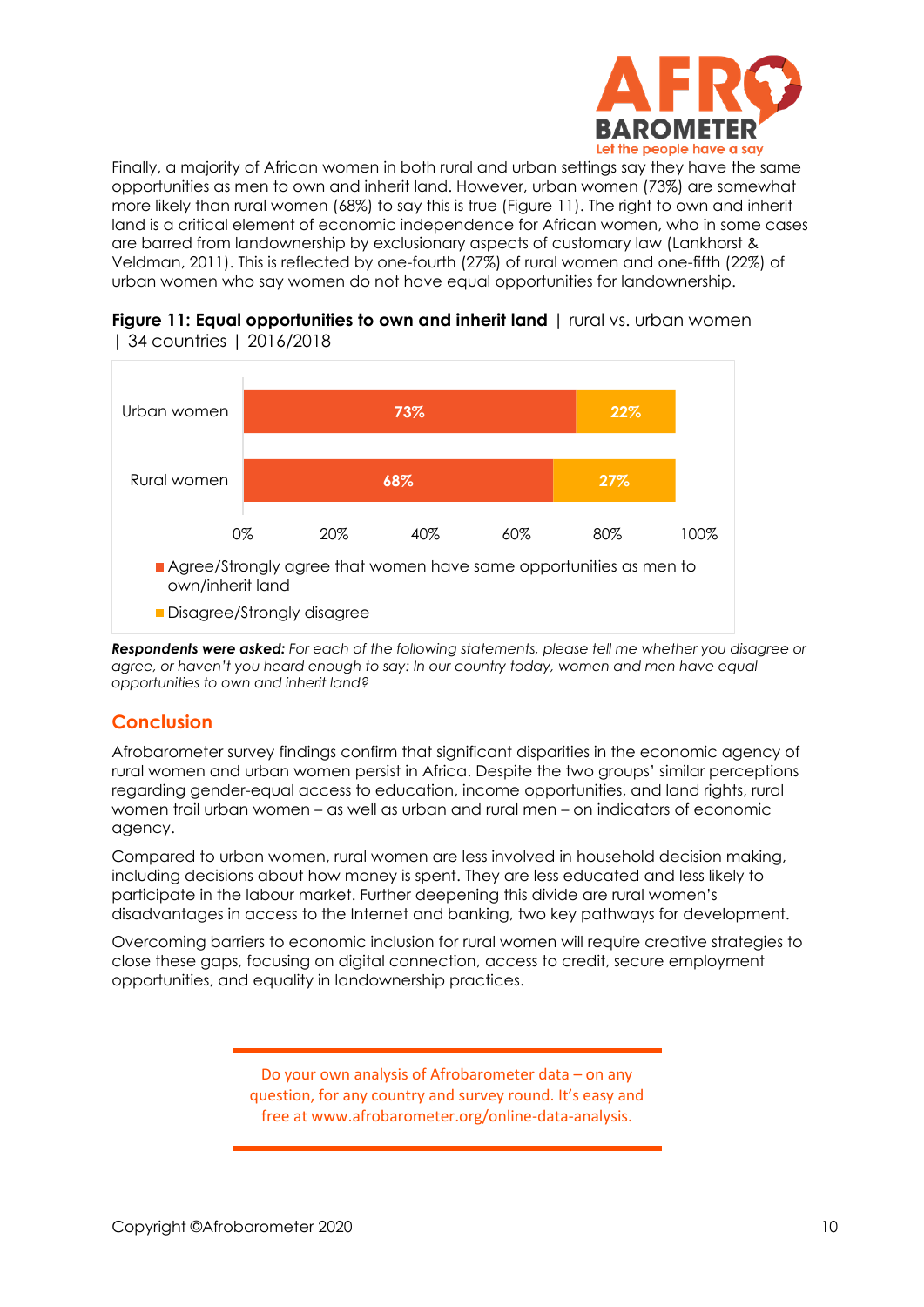Finally, a majority of African women in both rural and urban settings say they have the same opportunities as men to own and inherit land. However, urban women (73%) are somewhat more likely than rural women (68%) to say this is true (Figure 11). The right to own and inherit land is a critical element of economic independence for African women, who in some cases are barred from landownership by exclusionary aspects of customary law (Lankhorst & Veldman, 2011). This is reflected by one-fourth (27%) of rural women and one-fifth (22%) of urban women who say women do not have equal opportunities for landownership.

**Figure 11: Equal opportunities to own and inherit land** | rural vs. urban women | 34 countries | 2016/2018

| | Agree/Strongly agree that women have same opportunities as men to own/inherit land | Disagree/Strongly disagree |
|---|---|---|
| Urban women | 73% | 22% |
| Rural women | 68% | 27% |

***Respondents were asked:*** *For each of the following statements, please tell me whether you disagree or agree, or haven't you heard enough to say: In our country today, women and men have equal opportunities to own and inherit land?*

## Conclusion

Afrobarometer survey findings confirm that significant disparities in the economic agency of rural women and urban women persist in Africa. Despite the two groups' similar perceptions regarding gender-equal access to education, income opportunities, and land rights, rural women trail urban women – as well as urban and rural men – on indicators of economic agency.

Compared to urban women, rural women are less involved in household decision making, including decisions about how money is spent. They are less educated and less likely to participate in the labour market. Further deepening this divide are rural women's disadvantages in access to the Internet and banking, two key pathways for development.

Overcoming barriers to economic inclusion for rural women will require creative strategies to close these gaps, focusing on digital connection, access to credit, secure employment opportunities, and equality in landownership practices.

Do your own analysis of Afrobarometer data – on any question, for any country and survey round. It's easy and free at www.afrobarometer.org/online-data-analysis.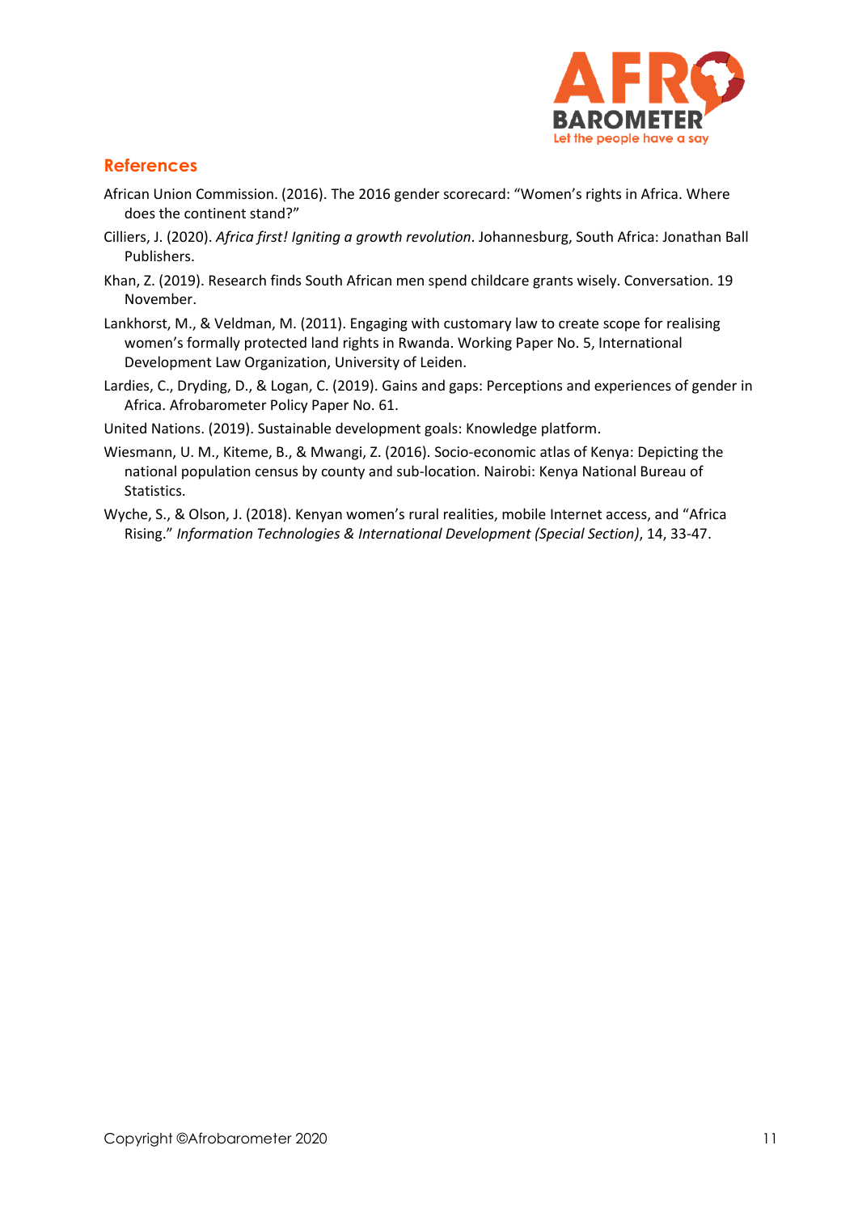## References

African Union Commission. (2016). The 2016 gender scorecard: "Women's rights in Africa. Where does the continent stand?"

Cilliers, J. (2020). *Africa first! Igniting a growth revolution*. Johannesburg, South Africa: Jonathan Ball Publishers.

Khan, Z. (2019). Research finds South African men spend childcare grants wisely. Conversation. 19 November.

Lankhorst, M., & Veldman, M. (2011). Engaging with customary law to create scope for realising women's formally protected land rights in Rwanda. Working Paper No. 5, International Development Law Organization, University of Leiden.

Lardies, C., Dryding, D., & Logan, C. (2019). Gains and gaps: Perceptions and experiences of gender in Africa. Afrobarometer Policy Paper No. 61.

United Nations. (2019). Sustainable development goals: Knowledge platform.

Wiesmann, U. M., Kiteme, B., & Mwangi, Z. (2016). Socio-economic atlas of Kenya: Depicting the national population census by county and sub-location. Nairobi: Kenya National Bureau of Statistics.

Wyche, S., & Olson, J. (2018). Kenyan women's rural realities, mobile Internet access, and "Africa Rising." *Information Technologies & International Development (Special Section)*, 14, 33-47.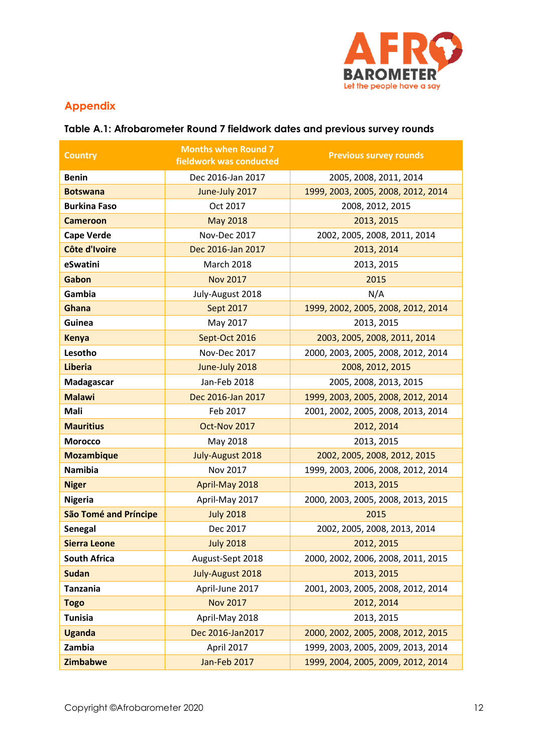## Appendix

### Table A.1: Afrobarometer Round 7 fieldwork dates and previous survey rounds

| Country | Months when Round 7 fieldwork was conducted | Previous survey rounds |
|---|---|---|
| **Benin** | Dec 2016-Jan 2017 | 2005, 2008, 2011, 2014 |
| **Botswana** | June-July 2017 | 1999, 2003, 2005, 2008, 2012, 2014 |
| **Burkina Faso** | Oct 2017 | 2008, 2012, 2015 |
| **Cameroon** | May 2018 | 2013, 2015 |
| **Cape Verde** | Nov-Dec 2017 | 2002, 2005, 2008, 2011, 2014 |
| **Côte d'Ivoire** | Dec 2016-Jan 2017 | 2013, 2014 |
| **eSwatini** | March 2018 | 2013, 2015 |
| **Gabon** | Nov 2017 | 2015 |
| **Gambia** | July-August 2018 | N/A |
| **Ghana** | Sept 2017 | 1999, 2002, 2005, 2008, 2012, 2014 |
| **Guinea** | May 2017 | 2013, 2015 |
| **Kenya** | Sept-Oct 2016 | 2003, 2005, 2008, 2011, 2014 |
| **Lesotho** | Nov-Dec 2017 | 2000, 2003, 2005, 2008, 2012, 2014 |
| **Liberia** | June-July 2018 | 2008, 2012, 2015 |
| **Madagascar** | Jan-Feb 2018 | 2005, 2008, 2013, 2015 |
| **Malawi** | Dec 2016-Jan 2017 | 1999, 2003, 2005, 2008, 2012, 2014 |
| **Mali** | Feb 2017 | 2001, 2002, 2005, 2008, 2013, 2014 |
| **Mauritius** | Oct-Nov 2017 | 2012, 2014 |
| **Morocco** | May 2018 | 2013, 2015 |
| **Mozambique** | July-August 2018 | 2002, 2005, 2008, 2012, 2015 |
| **Namibia** | Nov 2017 | 1999, 2003, 2006, 2008, 2012, 2014 |
| **Niger** | April-May 2018 | 2013, 2015 |
| **Nigeria** | April-May 2017 | 2000, 2003, 2005, 2008, 2013, 2015 |
| **São Tomé and Príncipe** | July 2018 | 2015 |
| **Senegal** | Dec 2017 | 2002, 2005, 2008, 2013, 2014 |
| **Sierra Leone** | July 2018 | 2012, 2015 |
| **South Africa** | August-Sept 2018 | 2000, 2002, 2006, 2008, 2011, 2015 |
| **Sudan** | July-August 2018 | 2013, 2015 |
| **Tanzania** | April-June 2017 | 2001, 2003, 2005, 2008, 2012, 2014 |
| **Togo** | Nov 2017 | 2012, 2014 |
| **Tunisia** | April-May 2018 | 2013, 2015 |
| **Uganda** | Dec 2016-Jan2017 | 2000, 2002, 2005, 2008, 2012, 2015 |
| **Zambia** | April 2017 | 1999, 2003, 2005, 2009, 2013, 2014 |
| **Zimbabwe** | Jan-Feb 2017 | 1999, 2004, 2005, 2009, 2012, 2014 |

Copyright ©Afrobarometer 2020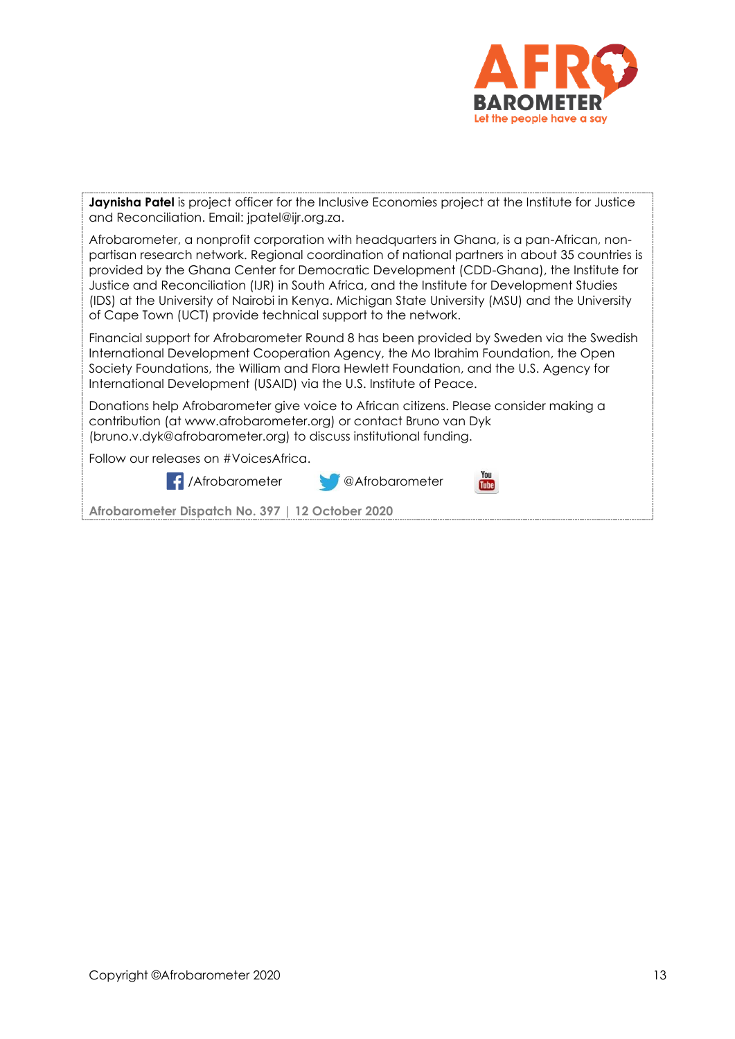**Jaynisha Patel** is project officer for the Inclusive Economies project at the Institute for Justice and Reconciliation. Email: jpatel@ijr.org.za.

Afrobarometer, a nonprofit corporation with headquarters in Ghana, is a pan-African, non-partisan research network. Regional coordination of national partners in about 35 countries is provided by the Ghana Center for Democratic Development (CDD-Ghana), the Institute for Justice and Reconciliation (IJR) in South Africa, and the Institute for Development Studies (IDS) at the University of Nairobi in Kenya. Michigan State University (MSU) and the University of Cape Town (UCT) provide technical support to the network.

Financial support for Afrobarometer Round 8 has been provided by Sweden via the Swedish International Development Cooperation Agency, the Mo Ibrahim Foundation, the Open Society Foundations, the William and Flora Hewlett Foundation, and the U.S. Agency for International Development (USAID) via the U.S. Institute of Peace.

Donations help Afrobarometer give voice to African citizens. Please consider making a contribution (at www.afrobarometer.org) or contact Bruno van Dyk (bruno.v.dyk@afrobarometer.org) to discuss institutional funding.

Follow our releases on #VoicesAfrica.

/Afrobarometer @Afrobarometer

**Afrobarometer Dispatch No. 397 | 12 October 2020**

Copyright ©Afrobarometer 2020